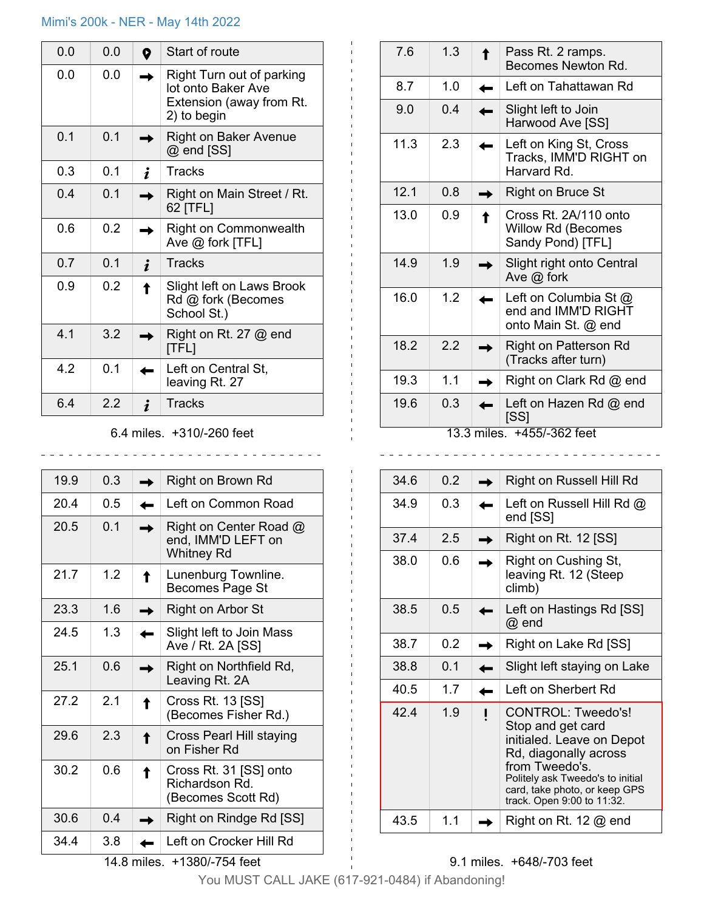Mimi's 200k - NER - May 14th 2022

| | | | |
|---|---|---|---|
| 0.0 | 0.0 | 📍 | Start of route |
| 0.0 | 0.0 | → | Right Turn out of parking lot onto Baker Ave Extension (away from Rt. 2) to begin |
| 0.1 | 0.1 | → | Right on Baker Avenue @ end [SS] |
| 0.3 | 0.1 | i | Tracks |
| 0.4 | 0.1 | → | Right on Main Street / Rt. 62 [TFL] |
| 0.6 | 0.2 | → | Right on Commonwealth Ave @ fork [TFL] |
| 0.7 | 0.1 | i | Tracks |
| 0.9 | 0.2 | ↑ | Slight left on Laws Brook Rd @ fork (Becomes School St.) |
| 4.1 | 3.2 | → | Right on Rt. 27 @ end [TFL] |
| 4.2 | 0.1 | ← | Left on Central St, leaving Rt. 27 |
| 6.4 | 2.2 | i | Tracks |

6.4 miles. +310/-260 feet

| | | | |
|---|---|---|---|
| 7.6 | 1.3 | ↑ | Pass Rt. 2 ramps. Becomes Newton Rd. |
| 8.7 | 1.0 | ← | Left on Tahattawan Rd |
| 9.0 | 0.4 | ← | Slight left to Join Harwood Ave [SS] |
| 11.3 | 2.3 | ← | Left on King St, Cross Tracks, IMM'D RIGHT on Harvard Rd. |
| 12.1 | 0.8 | → | Right on Bruce St |
| 13.0 | 0.9 | ↑ | Cross Rt. 2A/110 onto Willow Rd (Becomes Sandy Pond) [TFL] |
| 14.9 | 1.9 | → | Slight right onto Central Ave @ fork |
| 16.0 | 1.2 | ← | Left on Columbia St @ end and IMM'D RIGHT onto Main St. @ end |
| 18.2 | 2.2 | → | Right on Patterson Rd (Tracks after turn) |
| 19.3 | 1.1 | → | Right on Clark Rd @ end |
| 19.6 | 0.3 | ← | Left on Hazen Rd @ end [SS] |

13.3 miles. +455/-362 feet

| | | | |
|---|---|---|---|
| 19.9 | 0.3 | → | Right on Brown Rd |
| 20.4 | 0.5 | ← | Left on Common Road |
| 20.5 | 0.1 | → | Right on Center Road @ end, IMM'D LEFT on Whitney Rd |
| 21.7 | 1.2 | ↑ | Lunenburg Townline. Becomes Page St |
| 23.3 | 1.6 | → | Right on Arbor St |
| 24.5 | 1.3 | ← | Slight left to Join Mass Ave / Rt. 2A [SS] |
| 25.1 | 0.6 | → | Right on Northfield Rd, Leaving Rt. 2A |
| 27.2 | 2.1 | ↑ | Cross Rt. 13 [SS] (Becomes Fisher Rd.) |
| 29.6 | 2.3 | ↑ | Cross Pearl Hill staying on Fisher Rd |
| 30.2 | 0.6 | ↑ | Cross Rt. 31 [SS] onto Richardson Rd. (Becomes Scott Rd) |
| 30.6 | 0.4 | → | Right on Rindge Rd [SS] |
| 34.4 | 3.8 | ← | Left on Crocker Hill Rd |

14.8 miles. +1380/-754 feet

| | | | |
|---|---|---|---|
| 34.6 | 0.2 | → | Right on Russell Hill Rd |
| 34.9 | 0.3 | ← | Left on Russell Hill Rd @ end [SS] |
| 37.4 | 2.5 | → | Right on Rt. 12 [SS] |
| 38.0 | 0.6 | → | Right on Cushing St, leaving Rt. 12 (Steep climb) |
| 38.5 | 0.5 | ← | Left on Hastings Rd [SS] @ end |
| 38.7 | 0.2 | → | Right on Lake Rd [SS] |
| 38.8 | 0.1 | ← | Slight left staying on Lake |
| 40.5 | 1.7 | ← | Left on Sherbert Rd |
| 42.4 | 1.9 | ! | CONTROL: Tweedo's! Stop and get card initialed. Leave on Depot Rd, diagonally across from Tweedo's. Politely ask Tweedo's to initial card, take photo, or keep GPS track. Open 9:00 to 11:32. |
| 43.5 | 1.1 | → | Right on Rt. 12 @ end |

9.1 miles. +648/-703 feet

You MUST CALL JAKE (617-921-0484) if Abandoning!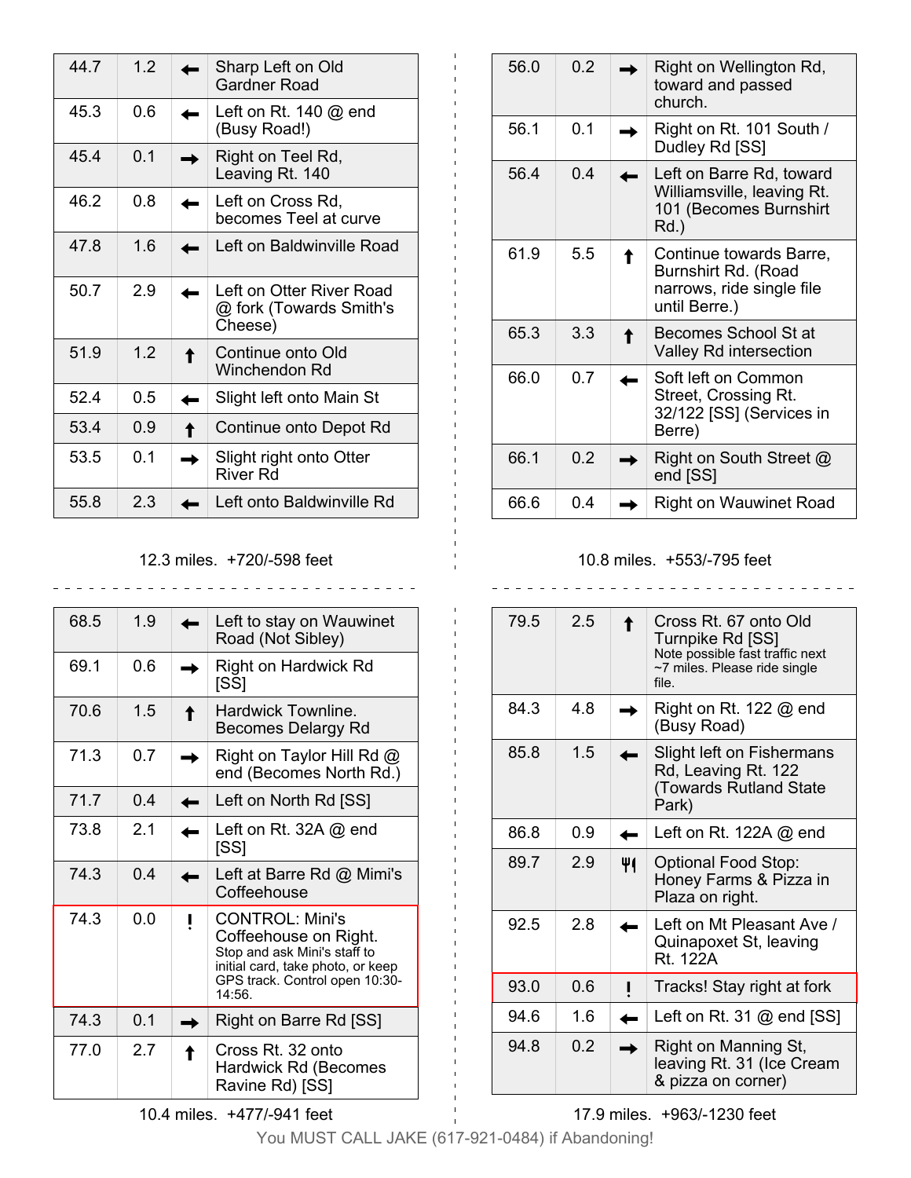| | | | |
|---|---|---|---|
| 44.7 | 1.2 | ← | Sharp Left on Old Gardner Road |
| 45.3 | 0.6 | ← | Left on Rt. 140 @ end (Busy Road!) |
| 45.4 | 0.1 | → | Right on Teel Rd, Leaving Rt. 140 |
| 46.2 | 0.8 | ← | Left on Cross Rd, becomes Teel at curve |
| 47.8 | 1.6 | ← | Left on Baldwinville Road |
| 50.7 | 2.9 | ← | Left on Otter River Road @ fork (Towards Smith's Cheese) |
| 51.9 | 1.2 | ↑ | Continue onto Old Winchendon Rd |
| 52.4 | 0.5 | ← | Slight left onto Main St |
| 53.4 | 0.9 | ↑ | Continue onto Depot Rd |
| 53.5 | 0.1 | → | Slight right onto Otter River Rd |
| 55.8 | 2.3 | ← | Left onto Baldwinville Rd |

12.3 miles. +720/-598 feet

| | | | |
|---|---|---|---|
| 56.0 | 0.2 | → | Right on Wellington Rd, toward and passed church. |
| 56.1 | 0.1 | → | Right on Rt. 101 South / Dudley Rd [SS] |
| 56.4 | 0.4 | ← | Left on Barre Rd, toward Williamsville, leaving Rt. 101 (Becomes Burnshirt Rd.) |
| 61.9 | 5.5 | ↑ | Continue towards Barre, Burnshirt Rd. (Road narrows, ride single file until Berre.) |
| 65.3 | 3.3 | ↑ | Becomes School St at Valley Rd intersection |
| 66.0 | 0.7 | ← | Soft left on Common Street, Crossing Rt. 32/122 [SS] (Services in Berre) |
| 66.1 | 0.2 | → | Right on South Street @ end [SS] |
| 66.6 | 0.4 | → | Right on Wauwinet Road |

10.8 miles. +553/-795 feet

| | | | |
|---|---|---|---|
| 68.5 | 1.9 | ← | Left to stay on Wauwinet Road (Not Sibley) |
| 69.1 | 0.6 | → | Right on Hardwick Rd [SS] |
| 70.6 | 1.5 | ↑ | Hardwick Townline. Becomes Delargy Rd |
| 71.3 | 0.7 | → | Right on Taylor Hill Rd @ end (Becomes North Rd.) |
| 71.7 | 0.4 | ← | Left on North Rd [SS] |
| 73.8 | 2.1 | ← | Left on Rt. 32A @ end [SS] |
| 74.3 | 0.4 | ← | Left at Barre Rd @ Mimi's Coffeehouse |
| 74.3 | 0.0 | ! | CONTROL: Mini's Coffeehouse on Right. Stop and ask Mini's staff to initial card, take photo, or keep GPS track. Control open 10:30-14:56. |
| 74.3 | 0.1 | → | Right on Barre Rd [SS] |
| 77.0 | 2.7 | ↑ | Cross Rt. 32 onto Hardwick Rd (Becomes Ravine Rd) [SS] |

10.4 miles. +477/-941 feet

| | | | |
|---|---|---|---|
| 79.5 | 2.5 | ↑ | Cross Rt. 67 onto Old Turnpike Rd [SS] Note possible fast traffic next ~7 miles. Please ride single file. |
| 84.3 | 4.8 | → | Right on Rt. 122 @ end (Busy Road) |
| 85.8 | 1.5 | ← | Slight left on Fishermans Rd, Leaving Rt. 122 (Towards Rutland State Park) |
| 86.8 | 0.9 | ← | Left on Rt. 122A @ end |
| 89.7 | 2.9 | 🍴 | Optional Food Stop: Honey Farms & Pizza in Plaza on right. |
| 92.5 | 2.8 | ← | Left on Mt Pleasant Ave / Quinapoxet St, leaving Rt. 122A |
| 93.0 | 0.6 | ! | Tracks! Stay right at fork |
| 94.6 | 1.6 | ← | Left on Rt. 31 @ end [SS] |
| 94.8 | 0.2 | → | Right on Manning St, leaving Rt. 31 (Ice Cream & pizza on corner) |

17.9 miles. +963/-1230 feet

You MUST CALL JAKE (617-921-0484) if Abandoning!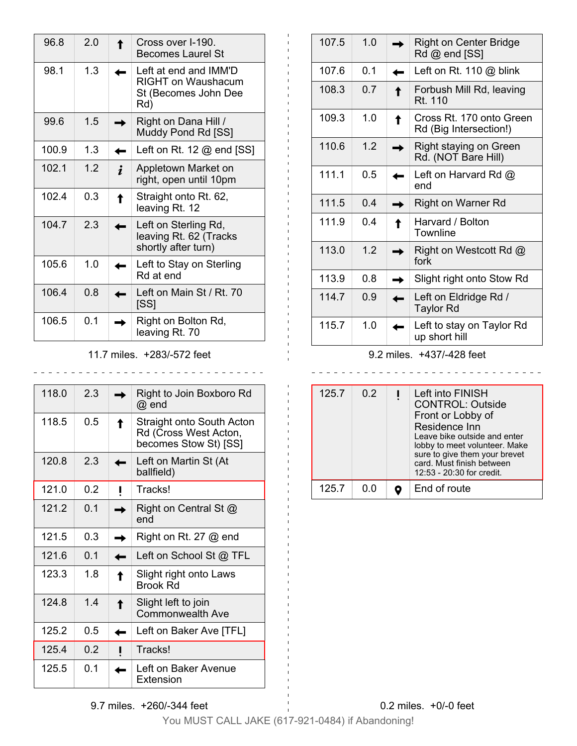| | | | |
|---|---|---|---|
| 96.8 | 2.0 | ↑ | Cross over I-190. Becomes Laurel St |
| 98.1 | 1.3 | ← | Left at end and IMM'D RIGHT on Waushacum St (Becomes John Dee Rd) |
| 99.6 | 1.5 | → | Right on Dana Hill / Muddy Pond Rd [SS] |
| 100.9 | 1.3 | ← | Left on Rt. 12 @ end [SS] |
| 102.1 | 1.2 | i | Appletown Market on right, open until 10pm |
| 102.4 | 0.3 | ↑ | Straight onto Rt. 62, leaving Rt. 12 |
| 104.7 | 2.3 | ← | Left on Sterling Rd, leaving Rt. 62 (Tracks shortly after turn) |
| 105.6 | 1.0 | ← | Left to Stay on Sterling Rd at end |
| 106.4 | 0.8 | ← | Left on Main St / Rt. 70 [SS] |
| 106.5 | 0.1 | → | Right on Bolton Rd, leaving Rt. 70 |

11.7 miles. +283/-572 feet

| | | | |
|---|---|---|---|
| 107.5 | 1.0 | → | Right on Center Bridge Rd @ end [SS] |
| 107.6 | 0.1 | ← | Left on Rt. 110 @ blink |
| 108.3 | 0.7 | ↑ | Forbush Mill Rd, leaving Rt. 110 |
| 109.3 | 1.0 | ↑ | Cross Rt. 170 onto Green Rd (Big Intersection!) |
| 110.6 | 1.2 | → | Right staying on Green Rd. (NOT Bare Hill) |
| 111.1 | 0.5 | ← | Left on Harvard Rd @ end |
| 111.5 | 0.4 | → | Right on Warner Rd |
| 111.9 | 0.4 | ↑ | Harvard / Bolton Townline |
| 113.0 | 1.2 | → | Right on Westcott Rd @ fork |
| 113.9 | 0.8 | → | Slight right onto Stow Rd |
| 114.7 | 0.9 | ← | Left on Eldridge Rd / Taylor Rd |
| 115.7 | 1.0 | ← | Left to stay on Taylor Rd up short hill |

9.2 miles. +437/-428 feet

| | | | |
|---|---|---|---|
| 118.0 | 2.3 | → | Right to Join Boxboro Rd @ end |
| 118.5 | 0.5 | ↑ | Straight onto South Acton Rd (Cross West Acton, becomes Stow St) [SS] |
| 120.8 | 2.3 | ← | Left on Martin St (At ballfield) |
| 121.0 | 0.2 | ! | Tracks! |
| 121.2 | 0.1 | → | Right on Central St @ end |
| 121.5 | 0.3 | → | Right on Rt. 27 @ end |
| 121.6 | 0.1 | ← | Left on School St @ TFL |
| 123.3 | 1.8 | ↑ | Slight right onto Laws Brook Rd |
| 124.8 | 1.4 | ↑ | Slight left to join Commonwealth Ave |
| 125.2 | 0.5 | ← | Left on Baker Ave [TFL] |
| 125.4 | 0.2 | ! | Tracks! |
| 125.5 | 0.1 | ← | Left on Baker Avenue Extension |

9.7 miles. +260/-344 feet

| | | | |
|---|---|---|---|
| 125.7 | 0.2 | ! | Left into FINISH CONTROL: Outside Front or Lobby of Residence Inn<br>Leave bike outside and enter lobby to meet volunteer. Make sure to give them your brevet card. Must finish between 12:53 - 20:30 for credit. |
| 125.7 | 0.0 | 📍 | End of route |

0.2 miles. +0/-0 feet

You MUST CALL JAKE (617-921-0484) if Abandoning!